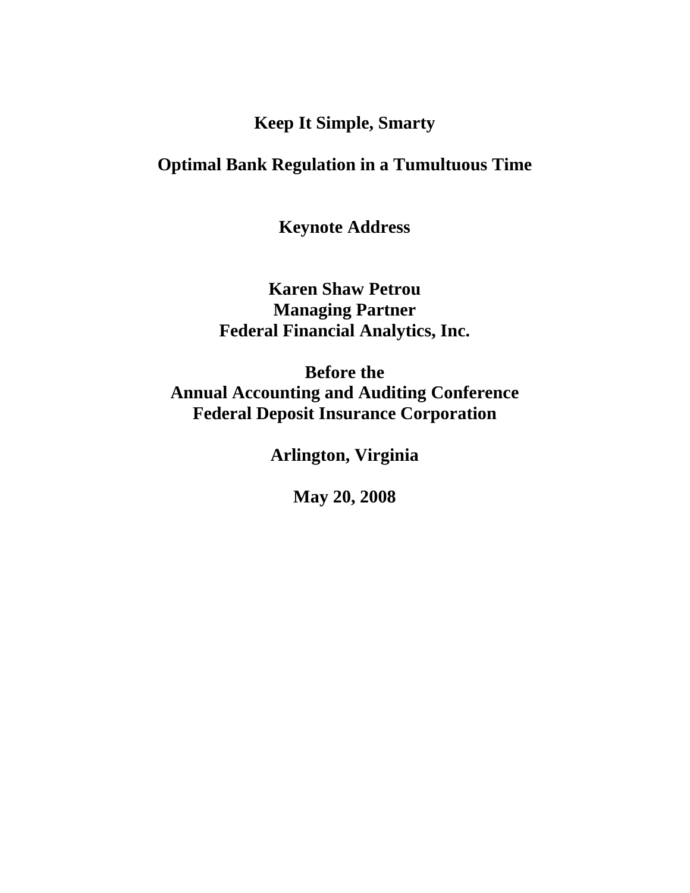# Keep It Simple, Smarty

## Optimal Bank Regulation in a Tumultuous Time

**Keynote Address**

**Karen Shaw Petrou**
**Managing Partner**
**Federal Financial Analytics, Inc.**

**Before the**
**Annual Accounting and Auditing Conference**
**Federal Deposit Insurance Corporation**

**Arlington, Virginia**

**May 20, 2008**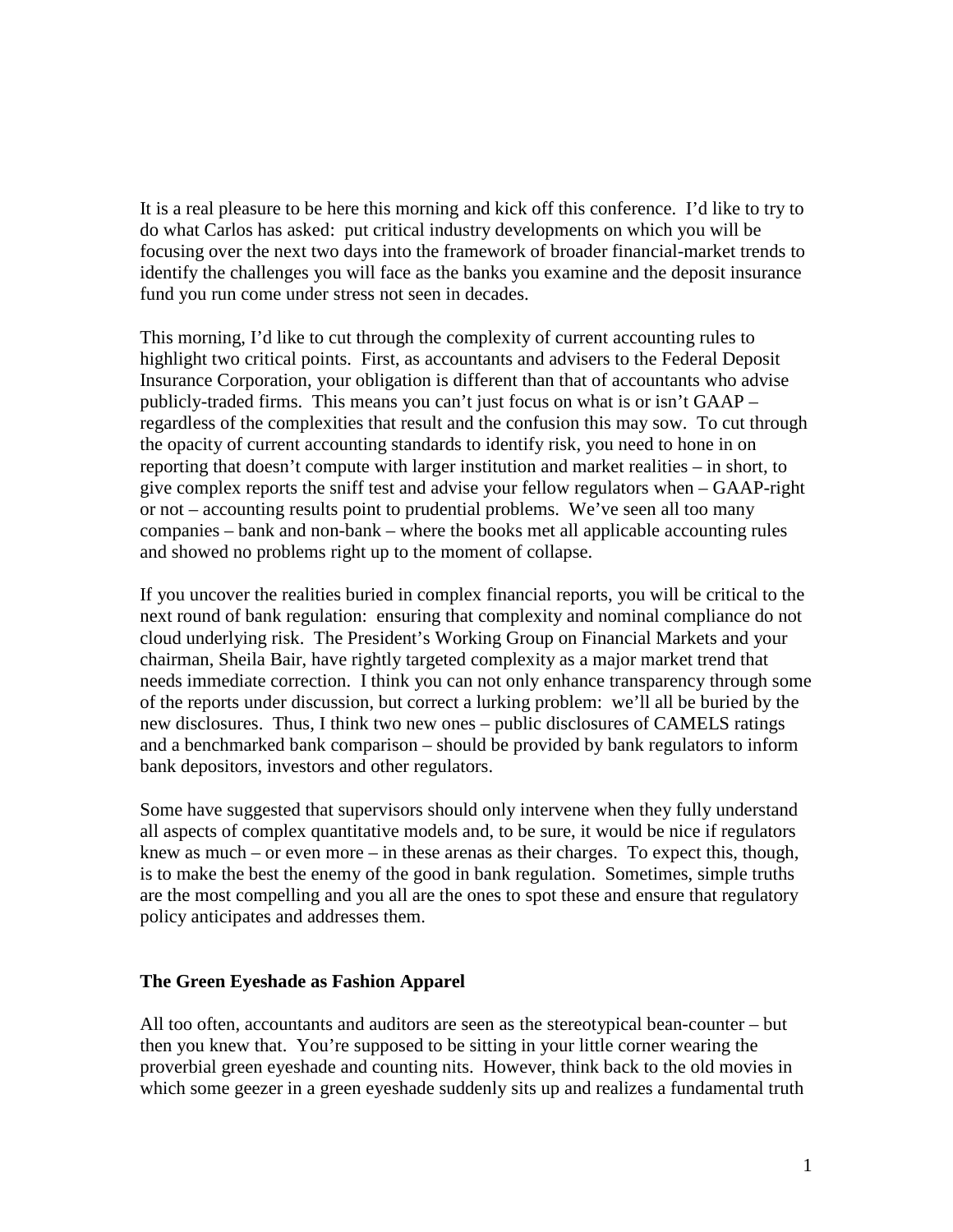It is a real pleasure to be here this morning and kick off this conference. I'd like to try to do what Carlos has asked: put critical industry developments on which you will be focusing over the next two days into the framework of broader financial-market trends to identify the challenges you will face as the banks you examine and the deposit insurance fund you run come under stress not seen in decades.

This morning, I'd like to cut through the complexity of current accounting rules to highlight two critical points. First, as accountants and advisers to the Federal Deposit Insurance Corporation, your obligation is different than that of accountants who advise publicly-traded firms. This means you can't just focus on what is or isn't GAAP – regardless of the complexities that result and the confusion this may sow. To cut through the opacity of current accounting standards to identify risk, you need to hone in on reporting that doesn't compute with larger institution and market realities – in short, to give complex reports the sniff test and advise your fellow regulators when – GAAP-right or not – accounting results point to prudential problems. We've seen all too many companies – bank and non-bank – where the books met all applicable accounting rules and showed no problems right up to the moment of collapse.

If you uncover the realities buried in complex financial reports, you will be critical to the next round of bank regulation: ensuring that complexity and nominal compliance do not cloud underlying risk. The President's Working Group on Financial Markets and your chairman, Sheila Bair, have rightly targeted complexity as a major market trend that needs immediate correction. I think you can not only enhance transparency through some of the reports under discussion, but correct a lurking problem: we'll all be buried by the new disclosures. Thus, I think two new ones – public disclosures of CAMELS ratings and a benchmarked bank comparison – should be provided by bank regulators to inform bank depositors, investors and other regulators.

Some have suggested that supervisors should only intervene when they fully understand all aspects of complex quantitative models and, to be sure, it would be nice if regulators knew as much – or even more – in these arenas as their charges. To expect this, though, is to make the best the enemy of the good in bank regulation. Sometimes, simple truths are the most compelling and you all are the ones to spot these and ensure that regulatory policy anticipates and addresses them.

## The Green Eyeshade as Fashion Apparel

All too often, accountants and auditors are seen as the stereotypical bean-counter – but then you knew that. You're supposed to be sitting in your little corner wearing the proverbial green eyeshade and counting nits. However, think back to the old movies in which some geezer in a green eyeshade suddenly sits up and realizes a fundamental truth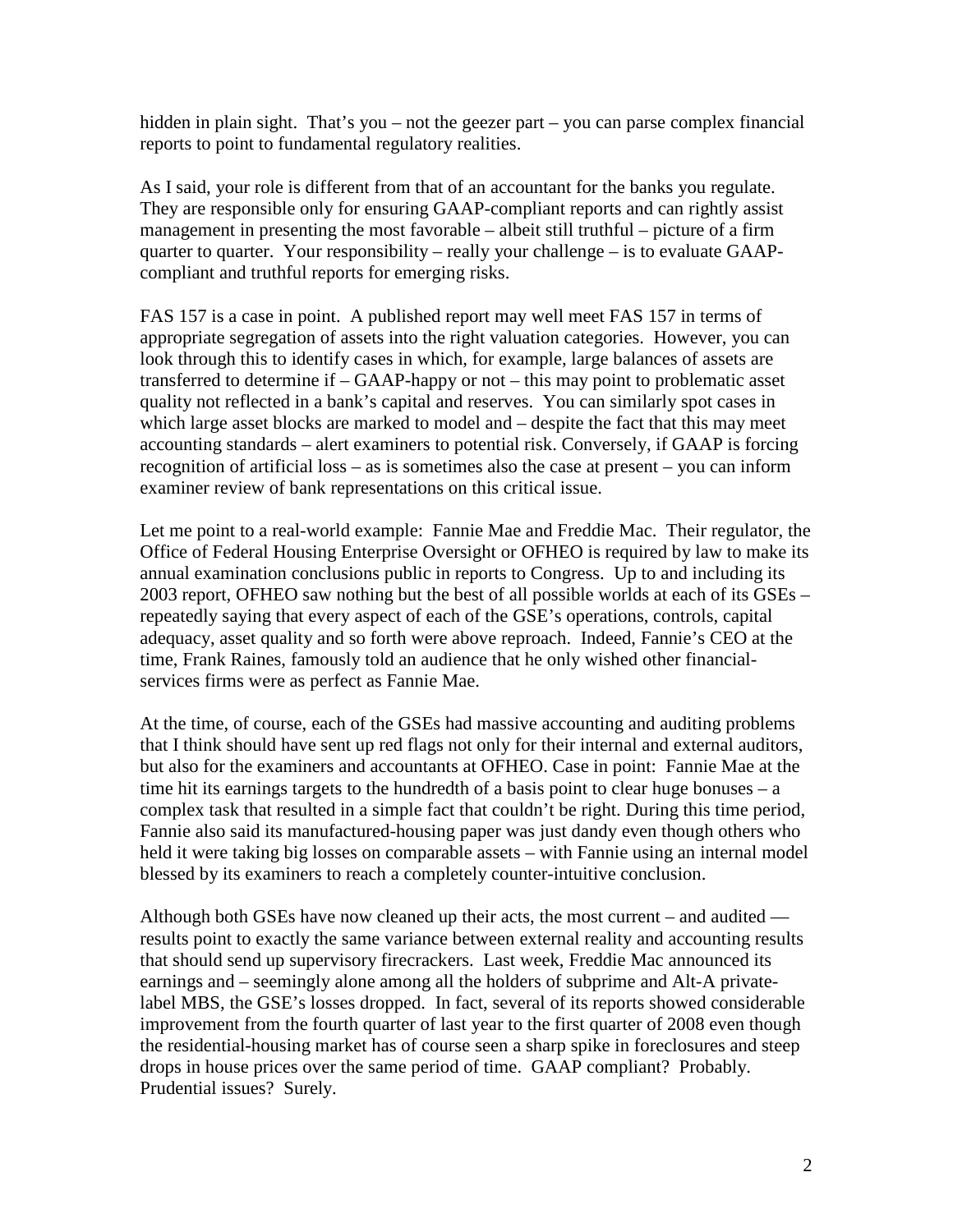hidden in plain sight. That's you – not the geezer part – you can parse complex financial reports to point to fundamental regulatory realities.

As I said, your role is different from that of an accountant for the banks you regulate. They are responsible only for ensuring GAAP-compliant reports and can rightly assist management in presenting the most favorable – albeit still truthful – picture of a firm quarter to quarter. Your responsibility – really your challenge – is to evaluate GAAP-compliant and truthful reports for emerging risks.

FAS 157 is a case in point. A published report may well meet FAS 157 in terms of appropriate segregation of assets into the right valuation categories. However, you can look through this to identify cases in which, for example, large balances of assets are transferred to determine if – GAAP-happy or not – this may point to problematic asset quality not reflected in a bank's capital and reserves. You can similarly spot cases in which large asset blocks are marked to model and – despite the fact that this may meet accounting standards – alert examiners to potential risk. Conversely, if GAAP is forcing recognition of artificial loss – as is sometimes also the case at present – you can inform examiner review of bank representations on this critical issue.

Let me point to a real-world example: Fannie Mae and Freddie Mac. Their regulator, the Office of Federal Housing Enterprise Oversight or OFHEO is required by law to make its annual examination conclusions public in reports to Congress. Up to and including its 2003 report, OFHEO saw nothing but the best of all possible worlds at each of its GSEs – repeatedly saying that every aspect of each of the GSE's operations, controls, capital adequacy, asset quality and so forth were above reproach. Indeed, Fannie's CEO at the time, Frank Raines, famously told an audience that he only wished other financial-services firms were as perfect as Fannie Mae.

At the time, of course, each of the GSEs had massive accounting and auditing problems that I think should have sent up red flags not only for their internal and external auditors, but also for the examiners and accountants at OFHEO. Case in point: Fannie Mae at the time hit its earnings targets to the hundredth of a basis point to clear huge bonuses – a complex task that resulted in a simple fact that couldn't be right. During this time period, Fannie also said its manufactured-housing paper was just dandy even though others who held it were taking big losses on comparable assets – with Fannie using an internal model blessed by its examiners to reach a completely counter-intuitive conclusion.

Although both GSEs have now cleaned up their acts, the most current – and audited — results point to exactly the same variance between external reality and accounting results that should send up supervisory firecrackers. Last week, Freddie Mac announced its earnings and – seemingly alone among all the holders of subprime and Alt-A private-label MBS, the GSE's losses dropped. In fact, several of its reports showed considerable improvement from the fourth quarter of last year to the first quarter of 2008 even though the residential-housing market has of course seen a sharp spike in foreclosures and steep drops in house prices over the same period of time. GAAP compliant? Probably. Prudential issues? Surely.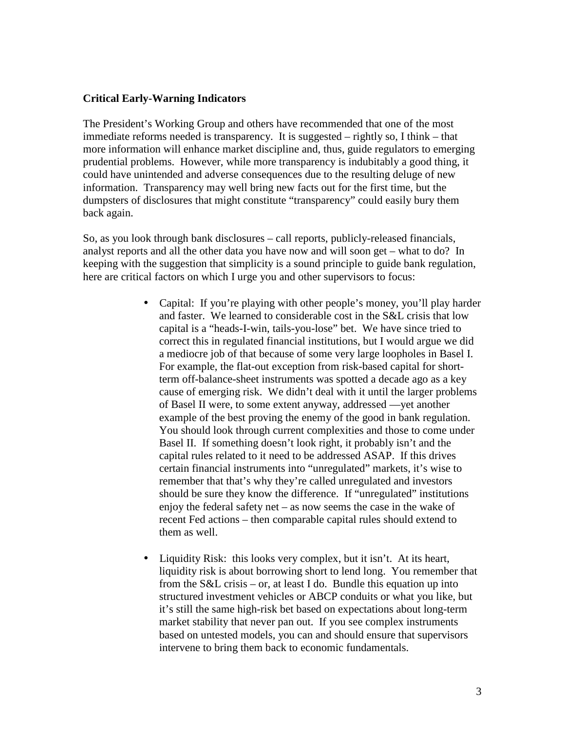**Critical Early-Warning Indicators**

The President's Working Group and others have recommended that one of the most immediate reforms needed is transparency. It is suggested – rightly so, I think – that more information will enhance market discipline and, thus, guide regulators to emerging prudential problems. However, while more transparency is indubitably a good thing, it could have unintended and adverse consequences due to the resulting deluge of new information. Transparency may well bring new facts out for the first time, but the dumpsters of disclosures that might constitute "transparency" could easily bury them back again.

So, as you look through bank disclosures – call reports, publicly-released financials, analyst reports and all the other data you have now and will soon get – what to do? In keeping with the suggestion that simplicity is a sound principle to guide bank regulation, here are critical factors on which I urge you and other supervisors to focus:

- Capital: If you're playing with other people's money, you'll play harder and faster. We learned to considerable cost in the S&L crisis that low capital is a "heads-I-win, tails-you-lose" bet. We have since tried to correct this in regulated financial institutions, but I would argue we did a mediocre job of that because of some very large loopholes in Basel I. For example, the flat-out exception from risk-based capital for short-term off-balance-sheet instruments was spotted a decade ago as a key cause of emerging risk. We didn't deal with it until the larger problems of Basel II were, to some extent anyway, addressed —yet another example of the best proving the enemy of the good in bank regulation. You should look through current complexities and those to come under Basel II. If something doesn't look right, it probably isn't and the capital rules related to it need to be addressed ASAP. If this drives certain financial instruments into "unregulated" markets, it's wise to remember that that's why they're called unregulated and investors should be sure they know the difference. If "unregulated" institutions enjoy the federal safety net – as now seems the case in the wake of recent Fed actions – then comparable capital rules should extend to them as well.

- Liquidity Risk: this looks very complex, but it isn't. At its heart, liquidity risk is about borrowing short to lend long. You remember that from the S&L crisis – or, at least I do. Bundle this equation up into structured investment vehicles or ABCP conduits or what you like, but it's still the same high-risk bet based on expectations about long-term market stability that never pan out. If you see complex instruments based on untested models, you can and should ensure that supervisors intervene to bring them back to economic fundamentals.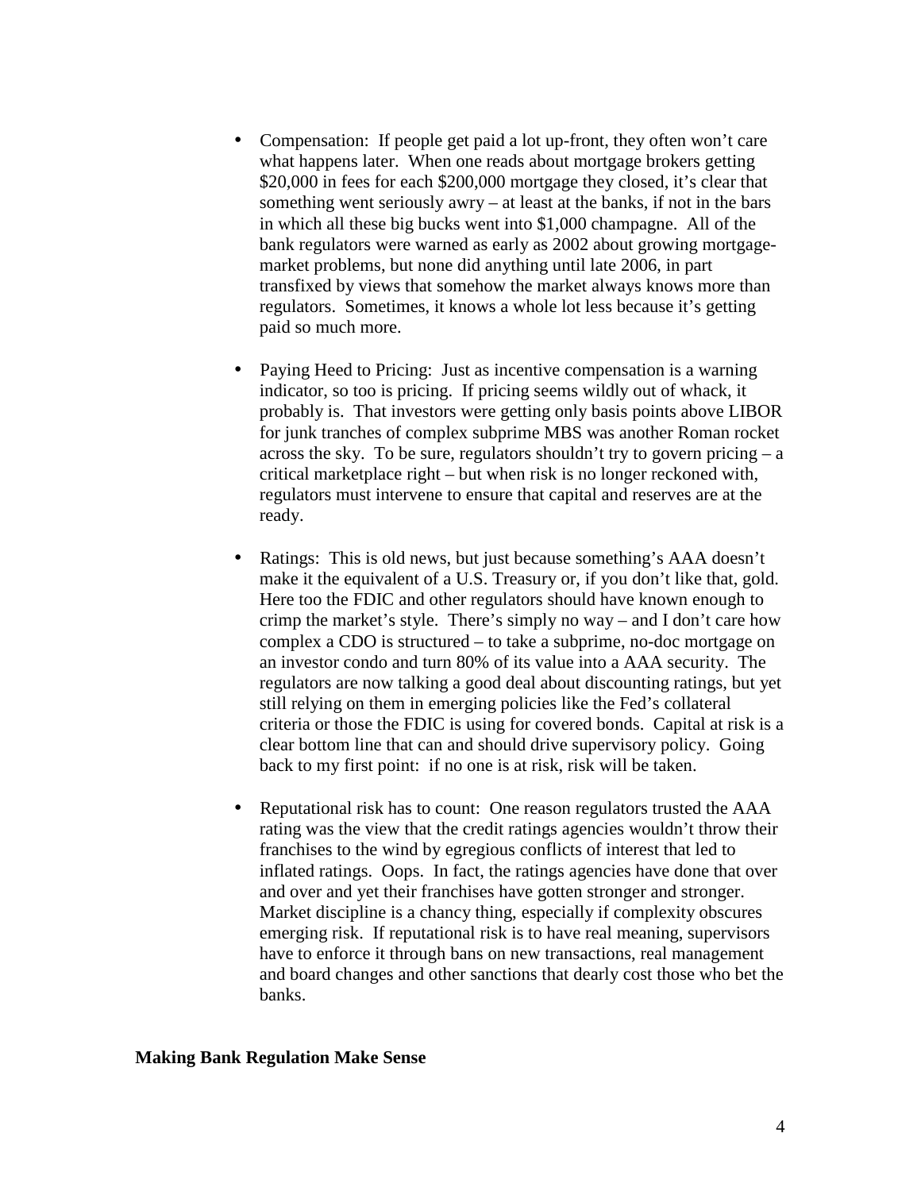- Compensation: If people get paid a lot up-front, they often won't care what happens later. When one reads about mortgage brokers getting $20,000 in fees for each $200,000 mortgage they closed, it's clear that something went seriously awry – at least at the banks, if not in the bars in which all these big bucks went into $1,000 champagne. All of the bank regulators were warned as early as 2002 about growing mortgage-market problems, but none did anything until late 2006, in part transfixed by views that somehow the market always knows more than regulators. Sometimes, it knows a whole lot less because it's getting paid so much more.

- Paying Heed to Pricing: Just as incentive compensation is a warning indicator, so too is pricing. If pricing seems wildly out of whack, it probably is. That investors were getting only basis points above LIBOR for junk tranches of complex subprime MBS was another Roman rocket across the sky. To be sure, regulators shouldn't try to govern pricing – a critical marketplace right – but when risk is no longer reckoned with, regulators must intervene to ensure that capital and reserves are at the ready.

- Ratings: This is old news, but just because something's AAA doesn't make it the equivalent of a U.S. Treasury or, if you don't like that, gold. Here too the FDIC and other regulators should have known enough to crimp the market's style. There's simply no way – and I don't care how complex a CDO is structured – to take a subprime, no-doc mortgage on an investor condo and turn 80% of its value into a AAA security. The regulators are now talking a good deal about discounting ratings, but yet still relying on them in emerging policies like the Fed's collateral criteria or those the FDIC is using for covered bonds. Capital at risk is a clear bottom line that can and should drive supervisory policy. Going back to my first point: if no one is at risk, risk will be taken.

- Reputational risk has to count: One reason regulators trusted the AAA rating was the view that the credit ratings agencies wouldn't throw their franchises to the wind by egregious conflicts of interest that led to inflated ratings. Oops. In fact, the ratings agencies have done that over and over and yet their franchises have gotten stronger and stronger. Market discipline is a chancy thing, especially if complexity obscures emerging risk. If reputational risk is to have real meaning, supervisors have to enforce it through bans on new transactions, real management and board changes and other sanctions that dearly cost those who bet the banks.

**Making Bank Regulation Make Sense**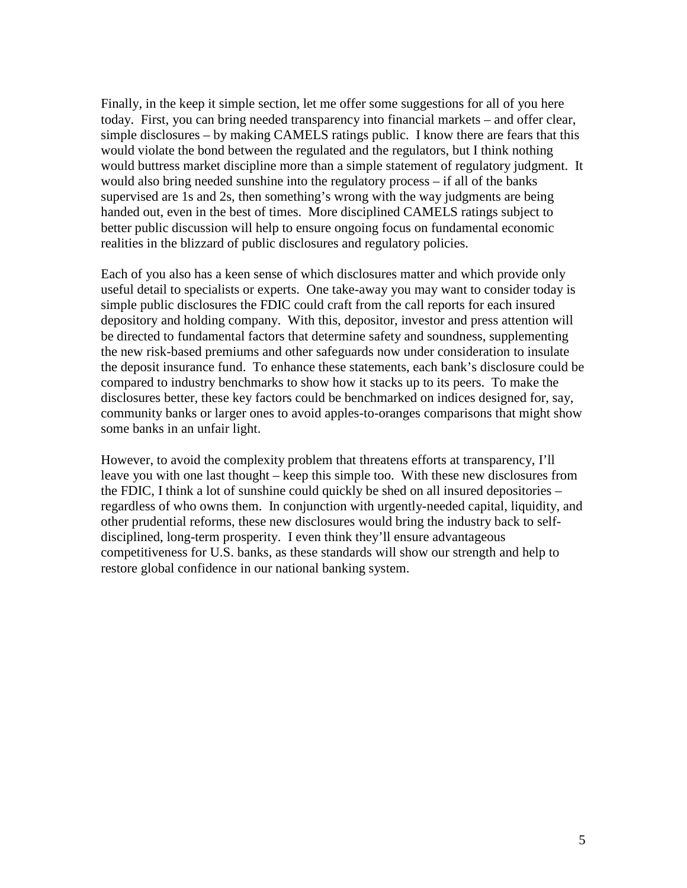Finally, in the keep it simple section, let me offer some suggestions for all of you here today. First, you can bring needed transparency into financial markets – and offer clear, simple disclosures – by making CAMELS ratings public. I know there are fears that this would violate the bond between the regulated and the regulators, but I think nothing would buttress market discipline more than a simple statement of regulatory judgment. It would also bring needed sunshine into the regulatory process – if all of the banks supervised are 1s and 2s, then something's wrong with the way judgments are being handed out, even in the best of times. More disciplined CAMELS ratings subject to better public discussion will help to ensure ongoing focus on fundamental economic realities in the blizzard of public disclosures and regulatory policies.

Each of you also has a keen sense of which disclosures matter and which provide only useful detail to specialists or experts. One take-away you may want to consider today is simple public disclosures the FDIC could craft from the call reports for each insured depository and holding company. With this, depositor, investor and press attention will be directed to fundamental factors that determine safety and soundness, supplementing the new risk-based premiums and other safeguards now under consideration to insulate the deposit insurance fund. To enhance these statements, each bank's disclosure could be compared to industry benchmarks to show how it stacks up to its peers. To make the disclosures better, these key factors could be benchmarked on indices designed for, say, community banks or larger ones to avoid apples-to-oranges comparisons that might show some banks in an unfair light.

However, to avoid the complexity problem that threatens efforts at transparency, I'll leave you with one last thought – keep this simple too. With these new disclosures from the FDIC, I think a lot of sunshine could quickly be shed on all insured depositories – regardless of who owns them. In conjunction with urgently-needed capital, liquidity, and other prudential reforms, these new disclosures would bring the industry back to self-disciplined, long-term prosperity. I even think they'll ensure advantageous competitiveness for U.S. banks, as these standards will show our strength and help to restore global confidence in our national banking system.